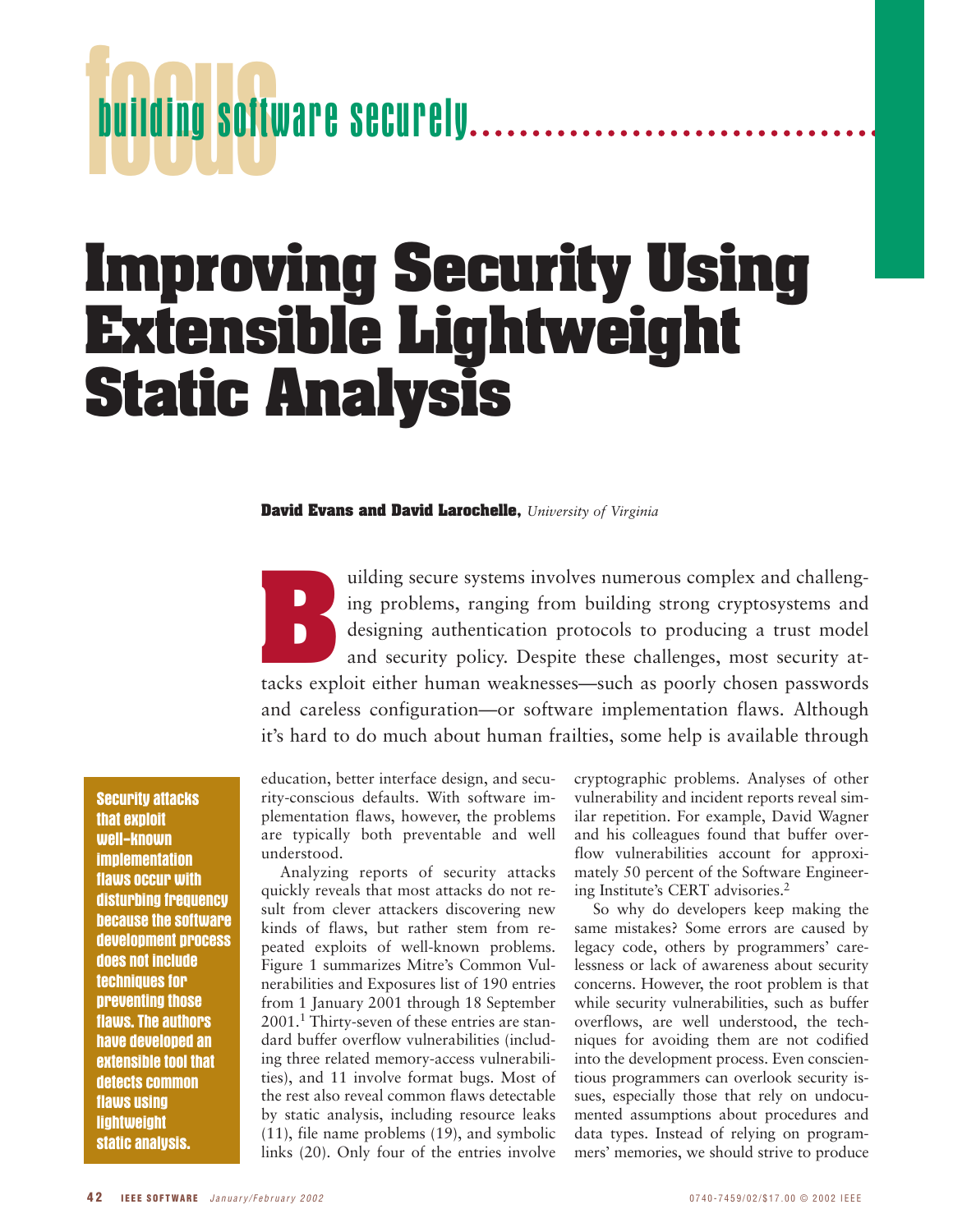focus

building software securely

# Improving Security Using Extensible Lightweight Static Analysis

**David Evans and David Larochelle,** *University of Virginia*

Building secure systems involves numerous complex and challenging problems, ranging from building strong cryptosystems and designing authentication protocols to producing a trust model and security policy. Despite these challenges, most security attacks exploit either human weaknesses—such as poorly chosen passwords and careless configuration—or software implementation flaws. Although it's hard to do much about human frailties, some help is available through education, better interface design, and security-conscious defaults. With software implementation flaws, however, the problems are typically both preventable and well understood.

**Security attacks that exploit well-known implementation flaws occur with disturbing frequency because the software development process does not include techniques for preventing those flaws. The authors have developed an extensible tool that detects common flaws using lightweight static analysis.**

Analyzing reports of security attacks quickly reveals that most attacks do not result from clever attackers discovering new kinds of flaws, but rather stem from repeated exploits of well-known problems. Figure 1 summarizes Mitre's Common Vulnerabilities and Exposures list of 190 entries from 1 January 2001 through 18 September 2001.[1] Thirty-seven of these entries are standard buffer overflow vulnerabilities (including three related memory-access vulnerabilities), and 11 involve format bugs. Most of the rest also reveal common flaws detectable by static analysis, including resource leaks (11), file name problems (19), and symbolic links (20). Only four of the entries involve cryptographic problems. Analyses of other vulnerability and incident reports reveal similar repetition. For example, David Wagner and his colleagues found that buffer overflow vulnerabilities account for approximately 50 percent of the Software Engineering Institute's CERT advisories.[2]

So why do developers keep making the same mistakes? Some errors are caused by legacy code, others by programmers' carelessness or lack of awareness about security concerns. However, the root problem is that while security vulnerabilities, such as buffer overflows, are well understood, the techniques for avoiding them are not codified into the development process. Even conscientious programmers can overlook security issues, especially those that rely on undocumented assumptions about procedures and data types. Instead of relying on programmers' memories, we should strive to produce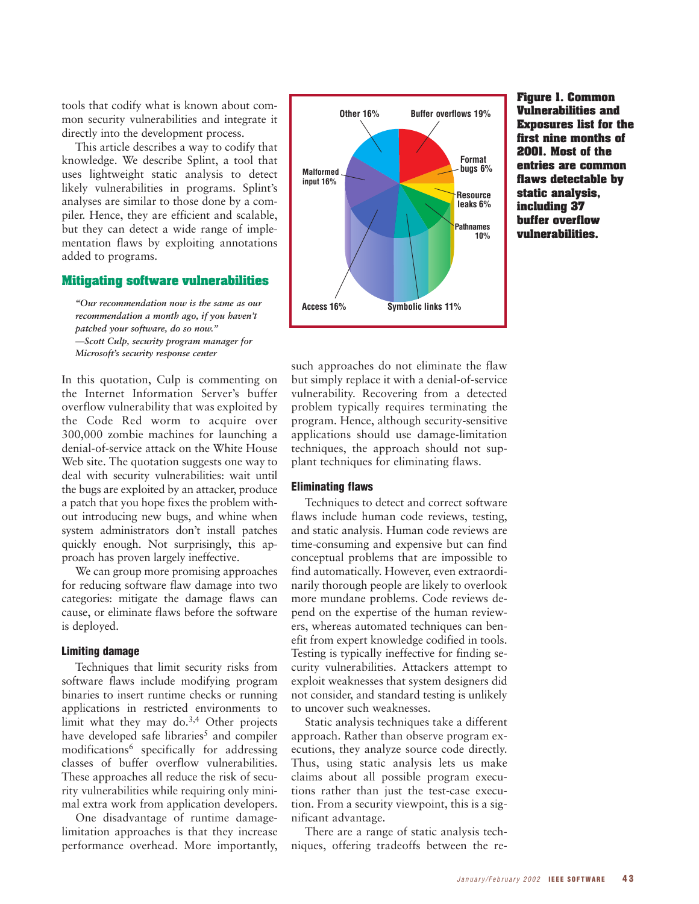tools that codify what is known about common security vulnerabilities and integrate it directly into the development process.

This article describes a way to codify that knowledge. We describe Splint, a tool that uses lightweight static analysis to detect likely vulnerabilities in programs. Splint's analyses are similar to those done by a compiler. Hence, they are efficient and scalable, but they can detect a wide range of implementation flaws by exploiting annotations added to programs.

**Figure 1. Common Vulnerabilities and Exposures list for the first nine months of 2001. Most of the entries are common flaws detectable by static analysis, including 37 buffer overflow vulnerabilities.**

| Category | Percentage |
|---|---|
| Buffer overflows | 19% |
| Format bugs | 6% |
| Resource leaks | 6% |
| Pathnames | 10% |
| Symbolic links | 11% |
| Access | 16% |
| Malformed input | 16% |
| Other | 16% |

## Mitigating software vulnerabilities

> *"Our recommendation now is the same as our recommendation a month ago, if you haven't patched your software, do so now."*
> *—Scott Culp, security program manager for Microsoft's security response center*

In this quotation, Culp is commenting on the Internet Information Server's buffer overflow vulnerability that was exploited by the Code Red worm to acquire over 300,000 zombie machines for launching a denial-of-service attack on the White House Web site. The quotation suggests one way to deal with security vulnerabilities: wait until the bugs are exploited by an attacker, produce a patch that you hope fixes the problem without introducing new bugs, and whine when system administrators don't install patches quickly enough. Not surprisingly, this approach has proven largely ineffective.

We can group more promising approaches for reducing software flaw damage into two categories: mitigate the damage flaws can cause, or eliminate flaws before the software is deployed.

### Limiting damage

Techniques that limit security risks from software flaws include modifying program binaries to insert runtime checks or running applications in restricted environments to limit what they may do.[3,4] Other projects have developed safe libraries[5] and compiler modifications[6] specifically for addressing classes of buffer overflow vulnerabilities. These approaches all reduce the risk of security vulnerabilities while requiring only minimal extra work from application developers.

One disadvantage of runtime damage-limitation approaches is that they increase performance overhead. More importantly, such approaches do not eliminate the flaw but simply replace it with a denial-of-service vulnerability. Recovering from a detected problem typically requires terminating the program. Hence, although security-sensitive applications should use damage-limitation techniques, the approach should not supplant techniques for eliminating flaws.

### Eliminating flaws

Techniques to detect and correct software flaws include human code reviews, testing, and static analysis. Human code reviews are time-consuming and expensive but can find conceptual problems that are impossible to find automatically. However, even extraordinarily thorough people are likely to overlook more mundane problems. Code reviews depend on the expertise of the human reviewers, whereas automated techniques can benefit from expert knowledge codified in tools. Testing is typically ineffective for finding security vulnerabilities. Attackers attempt to exploit weaknesses that system designers did not consider, and standard testing is unlikely to uncover such weaknesses.

Static analysis techniques take a different approach. Rather than observe program executions, they analyze source code directly. Thus, using static analysis lets us make claims about all possible program executions rather than just the test-case execution. From a security viewpoint, this is a significant advantage.

There are a range of static analysis techniques, offering tradeoffs between the re-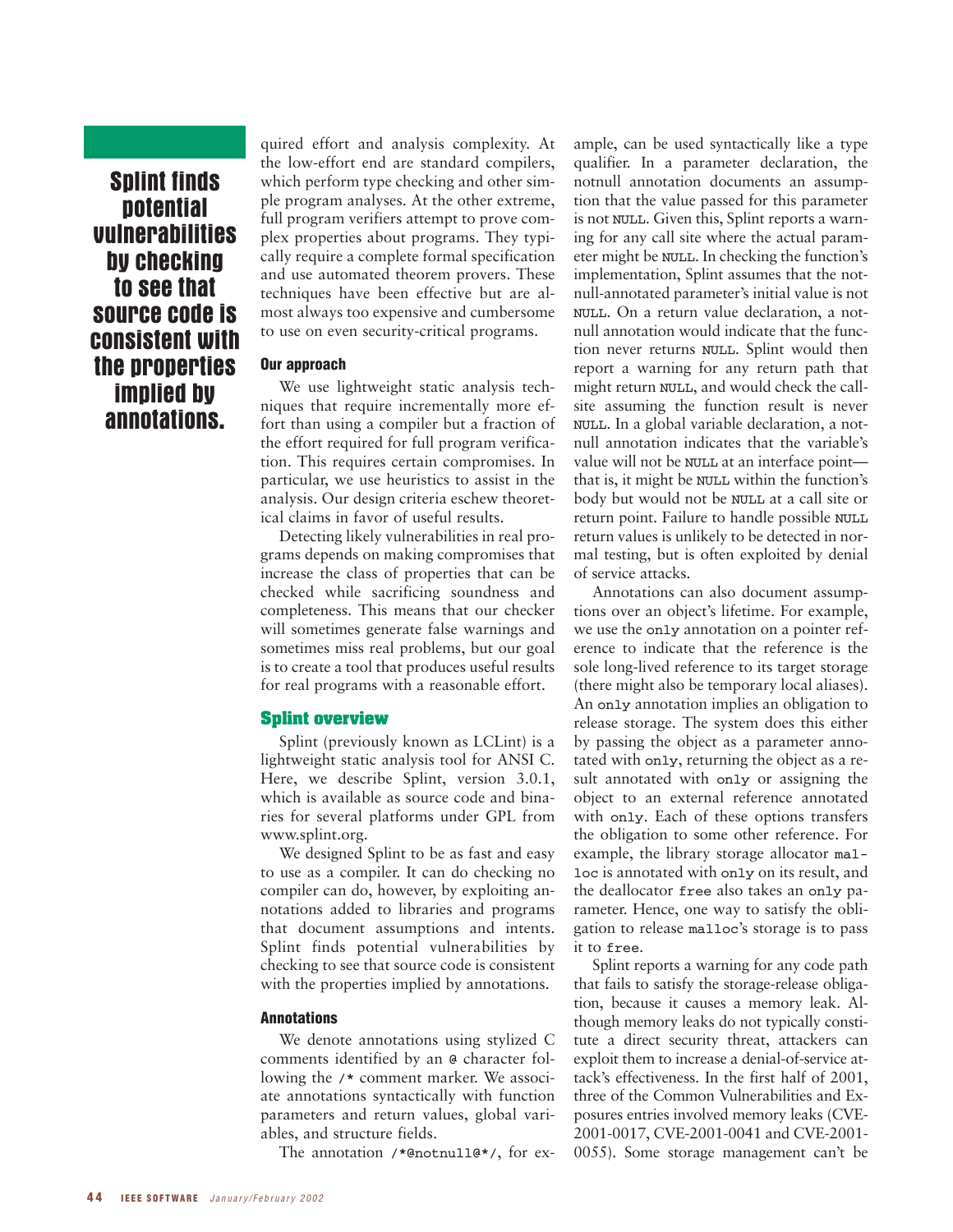quired effort and analysis complexity. At the low-effort end are standard compilers, which perform type checking and other simple program analyses. At the other extreme, full program verifiers attempt to prove complex properties about programs. They typically require a complete formal specification and use automated theorem provers. These techniques have been effective but are almost always too expensive and cumbersome to use on even security-critical programs.

**Splint finds potential vulnerabilities by checking to see that source code is consistent with the properties implied by annotations.**

### Our approach

We use lightweight static analysis techniques that require incrementally more effort than using a compiler but a fraction of the effort required for full program verification. This requires certain compromises. In particular, we use heuristics to assist in the analysis. Our design criteria eschew theoretical claims in favor of useful results.

Detecting likely vulnerabilities in real programs depends on making compromises that increase the class of properties that can be checked while sacrificing soundness and completeness. This means that our checker will sometimes generate false warnings and sometimes miss real problems, but our goal is to create a tool that produces useful results for real programs with a reasonable effort.

## Splint overview

Splint (previously known as LCLint) is a lightweight static analysis tool for ANSI C. Here, we describe Splint, version 3.0.1, which is available as source code and binaries for several platforms under GPL from www.splint.org.

We designed Splint to be as fast and easy to use as a compiler. It can do checking no compiler can do, however, by exploiting annotations added to libraries and programs that document assumptions and intents. Splint finds potential vulnerabilities by checking to see that source code is consistent with the properties implied by annotations.

### Annotations

We denote annotations using stylized C comments identified by an `@` character following the `/*` comment marker. We associate annotations syntactically with function parameters and return values, global variables, and structure fields.

The annotation `/*@notnull@*/`, for example, can be used syntactically like a type qualifier. In a parameter declaration, the notnull annotation documents an assumption that the value passed for this parameter is not `NULL`. Given this, Splint reports a warning for any call site where the actual parameter might be `NULL`. In checking the function's implementation, Splint assumes that the notnull-annotated parameter's initial value is not `NULL`. On a return value declaration, a notnull annotation would indicate that the function never returns `NULL`. Splint would then report a warning for any return path that might return `NULL`, and would check the call-site assuming the function result is never `NULL`. In a global variable declaration, a notnull annotation indicates that the variable's value will not be `NULL` at an interface point—that is, it might be `NULL` within the function's body but would not be `NULL` at a call site or return point. Failure to handle possible `NULL` return values is unlikely to be detected in normal testing, but is often exploited by denial of service attacks.

Annotations can also document assumptions over an object's lifetime. For example, we use the `only` annotation on a pointer reference to indicate that the reference is the sole long-lived reference to its target storage (there might also be temporary local aliases). An `only` annotation implies an obligation to release storage. The system does this either by passing the object as a parameter annotated with `only`, returning the object as a result annotated with `only` or assigning the object to an external reference annotated with `only`. Each of these options transfers the obligation to some other reference. For example, the library storage allocator `malloc` is annotated with `only` on its result, and the deallocator `free` also takes an `only` parameter. Hence, one way to satisfy the obligation to release `malloc`'s storage is to pass it to `free`.

Splint reports a warning for any code path that fails to satisfy the storage-release obligation, because it causes a memory leak. Although memory leaks do not typically constitute a direct security threat, attackers can exploit them to increase a denial-of-service attack's effectiveness. In the first half of 2001, three of the Common Vulnerabilities and Exposures entries involved memory leaks (CVE-2001-0017, CVE-2001-0041 and CVE-2001-0055). Some storage management can't be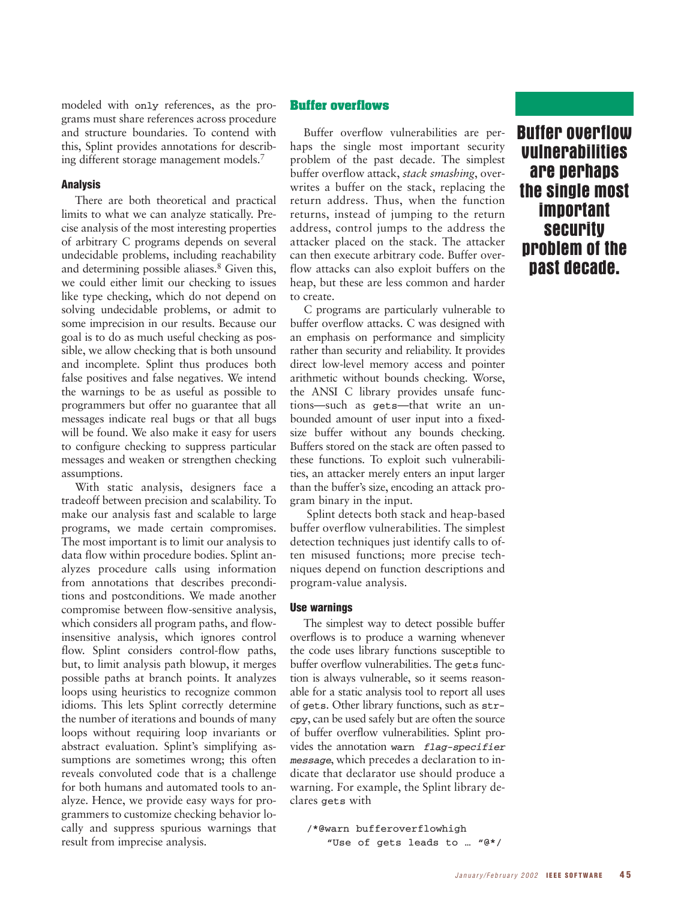modeled with `only` references, as the programs must share references across procedure and structure boundaries. To contend with this, Splint provides annotations for describing different storage management models.[7]

### Analysis

There are both theoretical and practical limits to what we can analyze statically. Precise analysis of the most interesting properties of arbitrary C programs depends on several undecidable problems, including reachability and determining possible aliases.[8] Given this, we could either limit our checking to issues like type checking, which do not depend on solving undecidable problems, or admit to some imprecision in our results. Because our goal is to do as much useful checking as possible, we allow checking that is both unsound and incomplete. Splint thus produces both false positives and false negatives. We intend the warnings to be as useful as possible to programmers but offer no guarantee that all messages indicate real bugs or that all bugs will be found. We also make it easy for users to configure checking to suppress particular messages and weaken or strengthen checking assumptions.

With static analysis, designers face a tradeoff between precision and scalability. To make our analysis fast and scalable to large programs, we made certain compromises. The most important is to limit our analysis to data flow within procedure bodies. Splint analyzes procedure calls using information from annotations that describes preconditions and postconditions. We made another compromise between flow-sensitive analysis, which considers all program paths, and flow-insensitive analysis, which ignores control flow. Splint considers control-flow paths, but, to limit analysis path blowup, it merges possible paths at branch points. It analyzes loops using heuristics to recognize common idioms. This lets Splint correctly determine the number of iterations and bounds of many loops without requiring loop invariants or abstract evaluation. Splint's simplifying assumptions are sometimes wrong; this often reveals convoluted code that is a challenge for both humans and automated tools to analyze. Hence, we provide easy ways for programmers to customize checking behavior locally and suppress spurious warnings that result from imprecise analysis.

## Buffer overflows

Buffer overflow vulnerabilities are perhaps the single most important security problem of the past decade. The simplest buffer overflow attack, *stack smashing*, overwrites a buffer on the stack, replacing the return address. Thus, when the function returns, instead of jumping to the return address, control jumps to the address the attacker placed on the stack. The attacker can then execute arbitrary code. Buffer overflow attacks can also exploit buffers on the heap, but these are less common and harder to create.

C programs are particularly vulnerable to buffer overflow attacks. C was designed with an emphasis on performance and simplicity rather than security and reliability. It provides direct low-level memory access and pointer arithmetic without bounds checking. Worse, the ANSI C library provides unsafe functions—such as `gets`—that write an unbounded amount of user input into a fixed-size buffer without any bounds checking. Buffers stored on the stack are often passed to these functions. To exploit such vulnerabilities, an attacker merely enters an input larger than the buffer's size, encoding an attack program binary in the input.

Splint detects both stack and heap-based buffer overflow vulnerabilities. The simplest detection techniques just identify calls to often misused functions; more precise techniques depend on function descriptions and program-value analysis.

### Use warnings

The simplest way to detect possible buffer overflows is to produce a warning whenever the code uses library functions susceptible to buffer overflow vulnerabilities. The `gets` function is always vulnerable, so it seems reasonable for a static analysis tool to report all uses of `gets`. Other library functions, such as `strcpy`, can be used safely but are often the source of buffer overflow vulnerabilities. Splint provides the annotation `warn` *`flag-specifier message`*, which precedes a declaration to indicate that declarator use should produce a warning. For example, the Splint library declares `gets` with

```
/*@warn bufferoverflowhigh
   "Use of gets leads to … "@*/
```

**Buffer overflow vulnerabilities are perhaps the single most important security problem of the past decade.**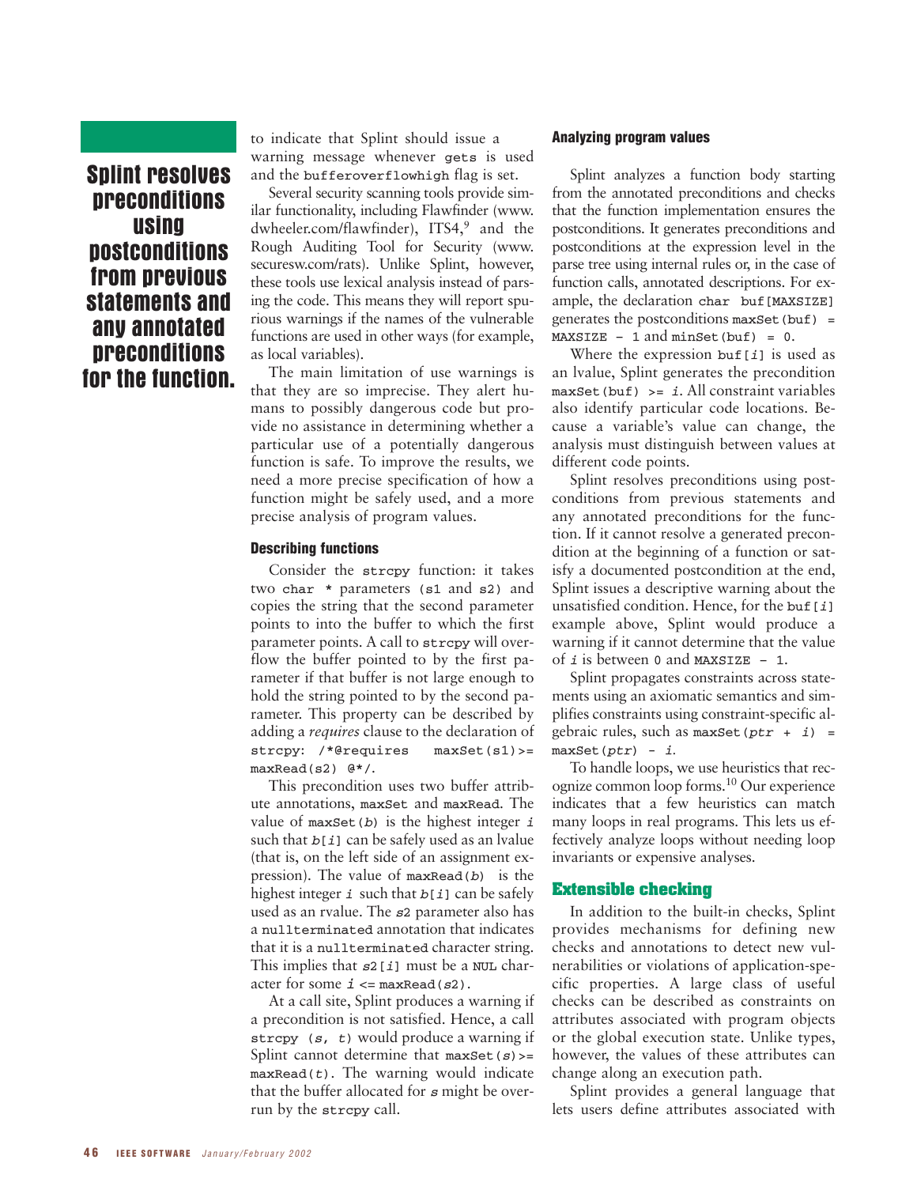to indicate that Splint should issue a warning message whenever `gets` is used and the `bufferoverflowhigh` flag is set.

Several security scanning tools provide similar functionality, including Flawfinder (www.dwheeler.com/flawfinder), ITS4,[9] and the Rough Auditing Tool for Security (www.securesw.com/rats). Unlike Splint, however, these tools use lexical analysis instead of parsing the code. This means they will report spurious warnings if the names of the vulnerable functions are used in other ways (for example, as local variables).

The main limitation of use warnings is that they are so imprecise. They alert humans to possibly dangerous code but provide no assistance in determining whether a particular use of a potentially dangerous function is safe. To improve the results, we need a more precise specification of how a function might be safely used, and a more precise analysis of program values.

### Describing functions

Consider the `strcpy` function: it takes two `char *` parameters (`s1` and `s2`) and copies the string that the second parameter points to into the buffer to which the first parameter points. A call to `strcpy` will overflow the buffer pointed to by the first parameter if that buffer is not large enough to hold the string pointed to by the second parameter. This property can be described by adding a *requires* clause to the declaration of `strcpy: /*@requires maxSet(s1)>= maxRead(s2) @*/`.

This precondition uses two buffer attribute annotations, `maxSet` and `maxRead`. The value of `maxSet(b)` is the highest integer *i* such that `b[i]` can be safely used as an lvalue (that is, on the left side of an assignment expression). The value of `maxRead(b)` is the highest integer *i* such that `b[i]` can be safely used as an rvalue. The *s2* parameter also has a `nullterminated` annotation that indicates that it is a `nullterminated` character string. This implies that `s2[i]` must be a `NUL` character for some *i* <= `maxRead(s2)`.

At a call site, Splint produces a warning if a precondition is not satisfied. Hence, a call `strcpy (s, t)` would produce a warning if Splint cannot determine that `maxSet(s)>= maxRead(t)`. The warning would indicate that the buffer allocated for *s* might be overrun by the `strcpy` call.

### Analyzing program values

Splint analyzes a function body starting from the annotated preconditions and checks that the function implementation ensures the postconditions. It generates preconditions and postconditions at the expression level in the parse tree using internal rules or, in the case of function calls, annotated descriptions. For example, the declaration `char buf[MAXSIZE]` generates the postconditions `maxSet(buf) = MAXSIZE – 1` and `minSet(buf) = 0`.

Where the expression `buf[i]` is used as an lvalue, Splint generates the precondition `maxSet(buf) >= i`. All constraint variables also identify particular code locations. Because a variable's value can change, the analysis must distinguish between values at different code points.

**Splint resolves preconditions using postconditions from previous statements and any annotated preconditions for the function.**

Splint resolves preconditions using postconditions from previous statements and any annotated preconditions for the function. If it cannot resolve a generated precondition at the beginning of a function or satisfy a documented postcondition at the end, Splint issues a descriptive warning about the unsatisfied condition. Hence, for the `buf[i]` example above, Splint would produce a warning if it cannot determine that the value of *i* is between `0` and `MAXSIZE – 1`.

Splint propagates constraints across statements using an axiomatic semantics and simplifies constraints using constraint-specific algebraic rules, such as `maxSet(ptr + i) = maxSet(ptr) – i`.

To handle loops, we use heuristics that recognize common loop forms.[10] Our experience indicates that a few heuristics can match many loops in real programs. This lets us effectively analyze loops without needing loop invariants or expensive analyses.

## Extensible checking

In addition to the built-in checks, Splint provides mechanisms for defining new checks and annotations to detect new vulnerabilities or violations of application-specific properties. A large class of useful checks can be described as constraints on attributes associated with program objects or the global execution state. Unlike types, however, the values of these attributes can change along an execution path.

Splint provides a general language that lets users define attributes associated with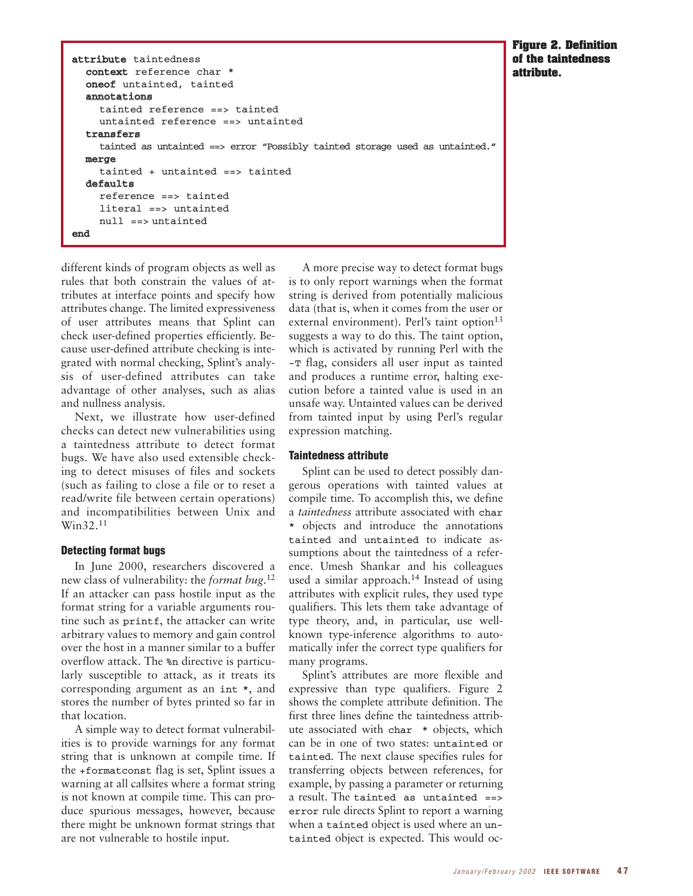```
attribute taintedness
  context reference char *
  oneof untainted, tainted
  annotations
    tainted reference ==> tainted
    untainted reference ==> untainted
  transfers
    tainted as untainted ==> error "Possibly tainted storage used as untainted."
  merge
    tainted + untainted ==> tainted
  defaults
    reference ==> tainted
    literal ==> untainted
    null ==> untainted
end
```

**Figure 2. Definition of the taintedness attribute.**

different kinds of program objects as well as rules that both constrain the values of attributes at interface points and specify how attributes change. The limited expressiveness of user attributes means that Splint can check user-defined properties efficiently. Because user-defined attribute checking is integrated with normal checking, Splint's analysis of user-defined attributes can take advantage of other analyses, such as alias and nullness analysis.

Next, we illustrate how user-defined checks can detect new vulnerabilities using a taintedness attribute to detect format bugs. We have also used extensible checking to detect misuses of files and sockets (such as failing to close a file or to reset a read/write file between certain operations) and incompatibilities between Unix and Win32.[11]

### Detecting format bugs

In June 2000, researchers discovered a new class of vulnerability: the *format bug*.[12] If an attacker can pass hostile input as the format string for a variable arguments routine such as `printf`, the attacker can write arbitrary values to memory and gain control over the host in a manner similar to a buffer overflow attack. The `%n` directive is particularly susceptible to attack, as it treats its corresponding argument as an `int *`, and stores the number of bytes printed so far in that location.

A simple way to detect format vulnerabilities is to provide warnings for any format string that is unknown at compile time. If the `+formatconst` flag is set, Splint issues a warning at all callsites where a format string is not known at compile time. This can produce spurious messages, however, because there might be unknown format strings that are not vulnerable to hostile input.

A more precise way to detect format bugs is to only report warnings when the format string is derived from potentially malicious data (that is, when it comes from the user or external environment). Perl's taint option[13] suggests a way to do this. The taint option, which is activated by running Perl with the `-T` flag, considers all user input as tainted and produces a runtime error, halting execution before a tainted value is used in an unsafe way. Untainted values can be derived from tainted input by using Perl's regular expression matching.

### Taintedness attribute

Splint can be used to detect possibly dangerous operations with tainted values at compile time. To accomplish this, we define a *taintedness* attribute associated with `char *` objects and introduce the annotations `tainted` and `untainted` to indicate assumptions about the taintedness of a reference. Umesh Shankar and his colleagues used a similar approach.[14] Instead of using attributes with explicit rules, they used type qualifiers. This lets them take advantage of type theory, and, in particular, use well-known type-inference algorithms to automatically infer the correct type qualifiers for many programs.

Splint's attributes are more flexible and expressive than type qualifiers. Figure 2 shows the complete attribute definition. The first three lines define the taintedness attribute associated with `char *` objects, which can be in one of two states: `untainted` or `tainted`. The next clause specifies rules for transferring objects between references, for example, by passing a parameter or returning a result. The `tainted as untainted ==> error` rule directs Splint to report a warning when a `tainted` object is used where an `untainted` object is expected. This would oc-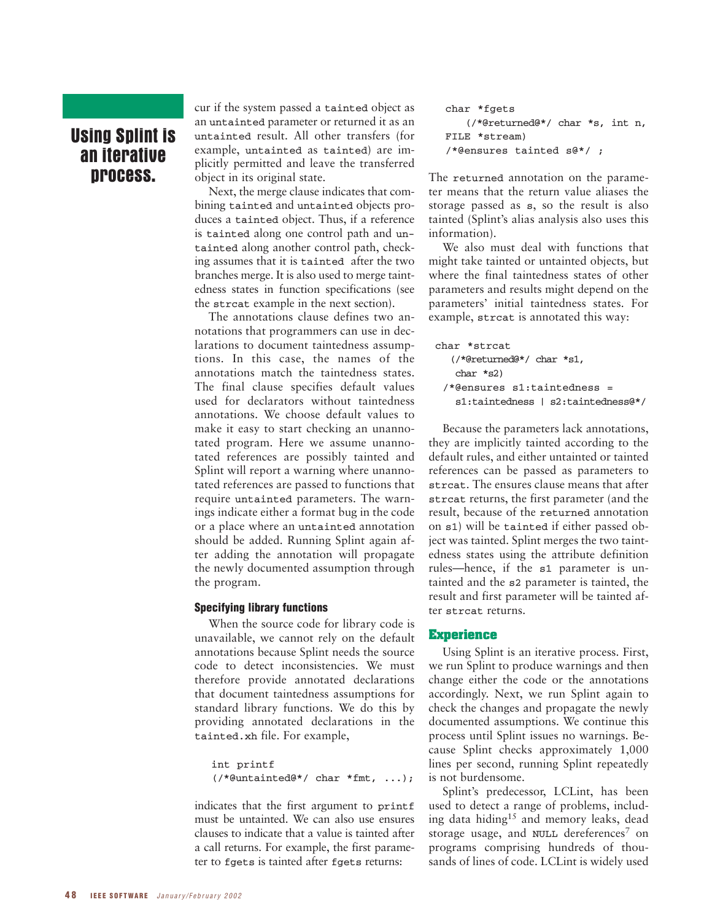cur if the system passed a `tainted` object as an `untainted` parameter or returned it as an `untainted` result. All other transfers (for example, `untainted` as `tainted`) are implicitly permitted and leave the transferred object in its original state.

Next, the merge clause indicates that combining `tainted` and `untainted` objects produces a `tainted` object. Thus, if a reference is `tainted` along one control path and `untainted` along another control path, checking assumes that it is `tainted` after the two branches merge. It is also used to merge taintedness states in function specifications (see the `strcat` example in the next section).

The annotations clause defines two annotations that programmers can use in declarations to document taintedness assumptions. In this case, the names of the annotations match the taintedness states. The final clause specifies default values used for declarators without taintedness annotations. We choose default values to make it easy to start checking an unannotated program. Here we assume unannotated references are possibly tainted and Splint will report a warning where unannotated references are passed to functions that require `untainted` parameters. The warnings indicate either a format bug in the code or a place where an `untainted` annotation should be added. Running Splint again after adding the annotation will propagate the newly documented assumption through the program.

### Specifying library functions

When the source code for library code is unavailable, we cannot rely on the default annotations because Splint needs the source code to detect inconsistencies. We must therefore provide annotated declarations that document taintedness assumptions for standard library functions. We do this by providing annotated declarations in the `tainted.xh` file. For example,

```
int printf
(/*@untainted@*/ char *fmt, ...);
```

indicates that the first argument to `printf` must be untainted. We can also use ensures clauses to indicate that a value is tainted after a call returns. For example, the first parameter to `fgets` is tainted after `fgets` returns:

```
char *fgets
   (/*@returned@*/ char *s, int n,
FILE *stream)
/*@ensures tainted s@*/ ;
```

The `returned` annotation on the parameter means that the return value aliases the storage passed as `s`, so the result is also tainted (Splint's alias analysis also uses this information).

We also must deal with functions that might take tainted or untainted objects, but where the final taintedness states of other parameters and results might depend on the parameters' initial taintedness states. For example, `strcat` is annotated this way:

```
char *strcat
   (/*@returned@*/ char *s1,
    char *s2)
 /*@ensures s1:taintedness =
    s1:taintedness | s2:taintedness@*/
```

Because the parameters lack annotations, they are implicitly tainted according to the default rules, and either untainted or tainted references can be passed as parameters to `strcat`. The ensures clause means that after `strcat` returns, the first parameter (and the result, because of the `returned` annotation on `s1`) will be `tainted` if either passed object was tainted. Splint merges the two taintedness states using the attribute definition rules—hence, if the `s1` parameter is untainted and the `s2` parameter is tainted, the result and first parameter will be tainted after `strcat` returns.

## Experience

Using Splint is an iterative process. First, we run Splint to produce warnings and then change either the code or the annotations accordingly. Next, we run Splint again to check the changes and propagate the newly documented assumptions. We continue this process until Splint issues no warnings. Because Splint checks approximately 1,000 lines per second, running Splint repeatedly is not burdensome.

Splint's predecessor, LCLint, has been used to detect a range of problems, including data hiding[15] and memory leaks, dead storage usage, and `NULL` dereferences[7] on programs comprising hundreds of thousands of lines of code. LCLint is widely used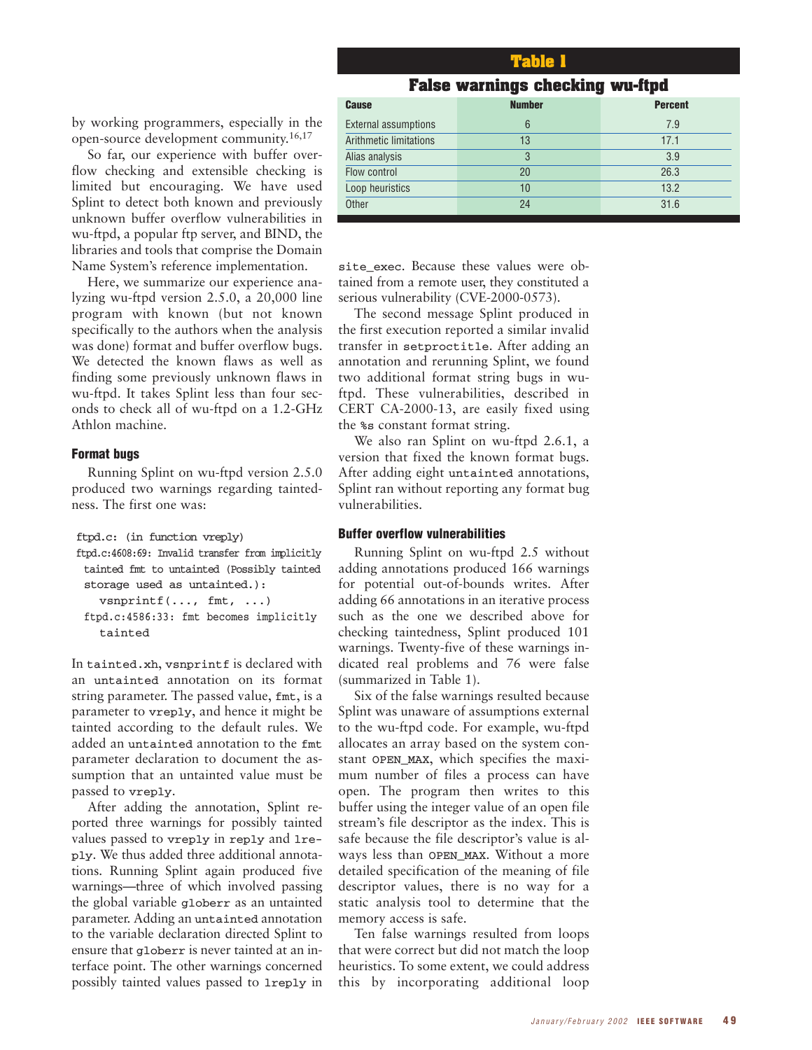by working programmers, especially in the open-source development community.[16,17]

So far, our experience with buffer overflow checking and extensible checking is limited but encouraging. We have used Splint to detect both known and previously unknown buffer overflow vulnerabilities in wu-ftpd, a popular ftp server, and BIND, the libraries and tools that comprise the Domain Name System's reference implementation.

Here, we summarize our experience analyzing wu-ftpd version 2.5.0, a 20,000 line program with known (but not known specifically to the authors when the analysis was done) format and buffer overflow bugs. We detected the known flaws as well as finding some previously unknown flaws in wu-ftpd. It takes Splint less than four seconds to check all of wu-ftpd on a 1.2-GHz Athlon machine.

### Format bugs

Running Splint on wu-ftpd version 2.5.0 produced two warnings regarding taintedness. The first one was:

```
ftpd.c: (in function vreply)
ftpd.c:4608:69: Invalid transfer from implicitly
  tainted fmt to untainted (Possibly tainted
  storage used as untainted.):
    vsnprintf(..., fmt, ...)
  ftpd.c:4586:33: fmt becomes implicitly
    tainted
```

In `tainted.xh`, `vsnprintf` is declared with an `untainted` annotation on its format string parameter. The passed value, `fmt`, is a parameter to `vreply`, and hence it might be tainted according to the default rules. We added an `untainted` annotation to the `fmt` parameter declaration to document the assumption that an untainted value must be passed to `vreply`.

After adding the annotation, Splint reported three warnings for possibly tainted values passed to `vreply` in `reply` and `lreply`. We thus added three additional annotations. Running Splint again produced five warnings—three of which involved passing the global variable `globerr` as an untainted parameter. Adding an `untainted` annotation to the variable declaration directed Splint to ensure that `globerr` is never tainted at an interface point. The other warnings concerned possibly tainted values passed to `lreply` in `site_exec`. Because these values were obtained from a remote user, they constituted a serious vulnerability (CVE-2000-0573).

The second message Splint produced in the first execution reported a similar invalid transfer in `setproctitle`. After adding an annotation and rerunning Splint, we found two additional format string bugs in wu-ftpd. These vulnerabilities, described in CERT CA-2000-13, are easily fixed using the `%s` constant format string.

We also ran Splint on wu-ftpd 2.6.1, a version that fixed the known format bugs. After adding eight `untainted` annotations, Splint ran without reporting any format bug vulnerabilities.

**Table 1**
**False warnings checking wu-ftpd**

| Cause | Number | Percent |
|---|---|---|
| External assumptions | 6 | 7.9 |
| Arithmetic limitations | 13 | 17.1 |
| Alias analysis | 3 | 3.9 |
| Flow control | 20 | 26.3 |
| Loop heuristics | 10 | 13.2 |
| Other | 24 | 31.6 |

### Buffer overflow vulnerabilities

Running Splint on wu-ftpd 2.5 without adding annotations produced 166 warnings for potential out-of-bounds writes. After adding 66 annotations in an iterative process such as the one we described above for checking taintedness, Splint produced 101 warnings. Twenty-five of these warnings indicated real problems and 76 were false (summarized in Table 1).

Six of the false warnings resulted because Splint was unaware of assumptions external to the wu-ftpd code. For example, wu-ftpd allocates an array based on the system constant `OPEN_MAX`, which specifies the maximum number of files a process can have open. The program then writes to this buffer using the integer value of an open file stream's file descriptor as the index. This is safe because the file descriptor's value is always less than `OPEN_MAX`. Without a more detailed specification of the meaning of file descriptor values, there is no way for a static analysis tool to determine that the memory access is safe.

Ten false warnings resulted from loops that were correct but did not match the loop heuristics. To some extent, we could address this by incorporating additional loop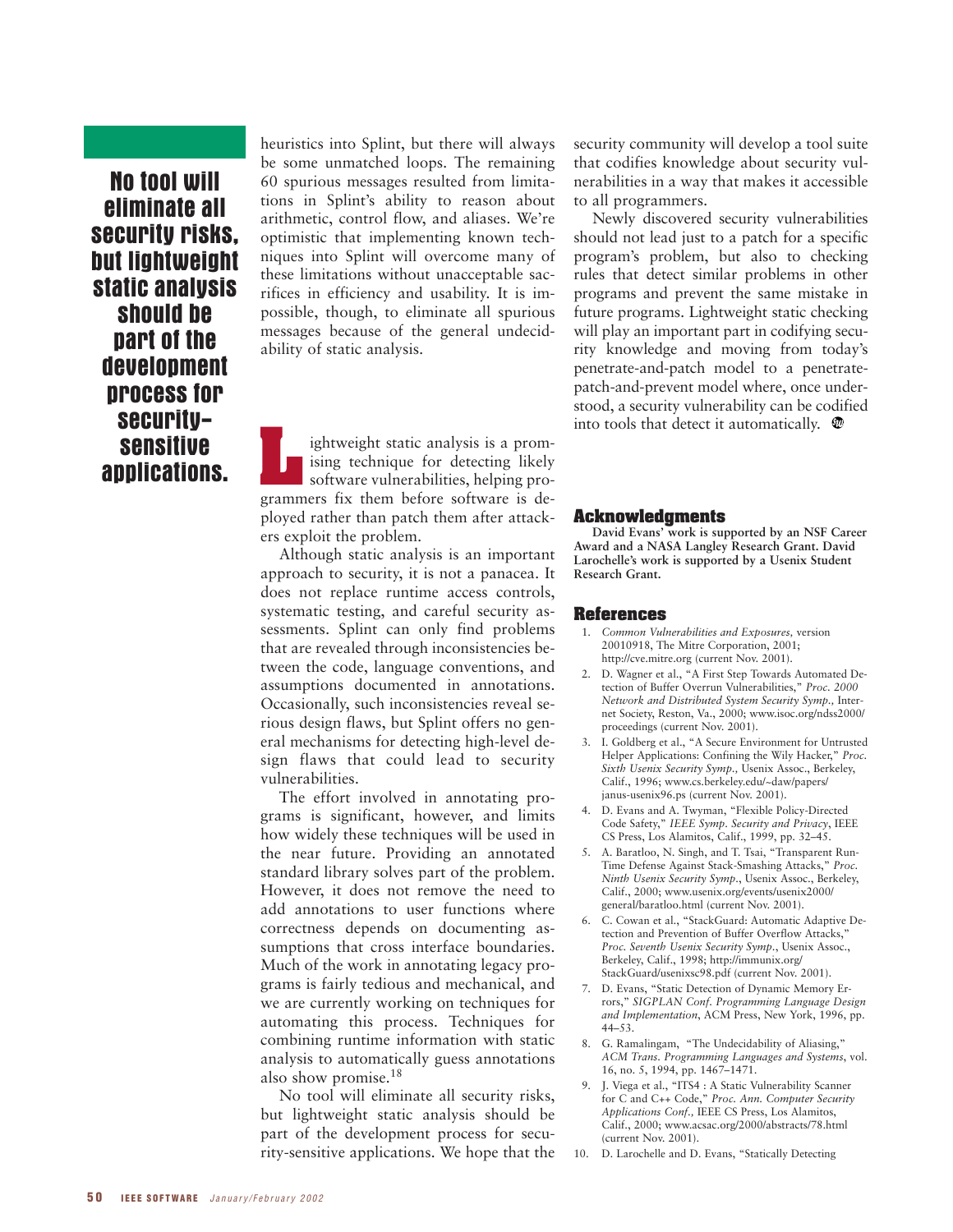heuristics into Splint, but there will always be some unmatched loops. The remaining 60 spurious messages resulted from limitations in Splint's ability to reason about arithmetic, control flow, and aliases. We're optimistic that implementing known techniques into Splint will overcome many of these limitations without unacceptable sacrifices in efficiency and usability. It is impossible, though, to eliminate all spurious messages because of the general undecidability of static analysis.

**No tool will eliminate all security risks, but lightweight static analysis should be part of the development process for security-sensitive applications.**

Lightweight static analysis is a promising technique for detecting likely software vulnerabilities, helping programmers fix them before software is deployed rather than patch them after attackers exploit the problem.

Although static analysis is an important approach to security, it is not a panacea. It does not replace runtime access controls, systematic testing, and careful security assessments. Splint can only find problems that are revealed through inconsistencies between the code, language conventions, and assumptions documented in annotations. Occasionally, such inconsistencies reveal serious design flaws, but Splint offers no general mechanisms for detecting high-level design flaws that could lead to security vulnerabilities.

The effort involved in annotating programs is significant, however, and limits how widely these techniques will be used in the near future. Providing an annotated standard library solves part of the problem. However, it does not remove the need to add annotations to user functions where correctness depends on documenting assumptions that cross interface boundaries. Much of the work in annotating legacy programs is fairly tedious and mechanical, and we are currently working on techniques for automating this process. Techniques for combining runtime information with static analysis to automatically guess annotations also show promise.[18]

No tool will eliminate all security risks, but lightweight static analysis should be part of the development process for security-sensitive applications. We hope that the security community will develop a tool suite that codifies knowledge about security vulnerabilities in a way that makes it accessible to all programmers.

Newly discovered security vulnerabilities should not lead just to a patch for a specific program's problem, but also to checking rules that detect similar problems in other programs and prevent the same mistake in future programs. Lightweight static checking will play an important part in codifying security knowledge and moving from today's penetrate-and-patch model to a penetrate-patch-and-prevent model where, once understood, a security vulnerability can be codified into tools that detect it automatically.

## Acknowledgments

**David Evans' work is supported by an NSF Career Award and a NASA Langley Research Grant. David Larochelle's work is supported by a Usenix Student Research Grant.**

## References

1. *Common Vulnerabilities and Exposures,* version 20010918, The Mitre Corporation, 2001; http://cve.mitre.org (current Nov. 2001).
2. D. Wagner et al., "A First Step Towards Automated Detection of Buffer Overrun Vulnerabilities," *Proc. 2000 Network and Distributed System Security Symp.,* Internet Society, Reston, Va., 2000; www.isoc.org/ndss2000/proceedings (current Nov. 2001).
3. I. Goldberg et al., "A Secure Environment for Untrusted Helper Applications: Confining the Wily Hacker," *Proc. Sixth Usenix Security Symp.,* Usenix Assoc., Berkeley, Calif., 1996; www.cs.berkeley.edu/~daw/papers/janus-usenix96.ps (current Nov. 2001).
4. D. Evans and A. Twyman, "Flexible Policy-Directed Code Safety," *IEEE Symp. Security and Privacy*, IEEE CS Press, Los Alamitos, Calif., 1999, pp. 32–45.
5. A. Baratloo, N. Singh, and T. Tsai, "Transparent Run-Time Defense Against Stack-Smashing Attacks," *Proc. Ninth Usenix Security Symp*., Usenix Assoc., Berkeley, Calif., 2000; www.usenix.org/events/usenix2000/general/baratloo.html (current Nov. 2001).
6. C. Cowan et al., "StackGuard: Automatic Adaptive Detection and Prevention of Buffer Overflow Attacks," *Proc. Seventh Usenix Security Symp*., Usenix Assoc., Berkeley, Calif., 1998; http://immunix.org/StackGuard/usenixsc98.pdf (current Nov. 2001).
7. D. Evans, "Static Detection of Dynamic Memory Errors," *SIGPLAN Conf. Programming Language Design and Implementation*, ACM Press, New York, 1996, pp. 44–53.
8. G. Ramalingam, "The Undecidability of Aliasing," *ACM Trans. Programming Languages and Systems*, vol. 16, no. 5, 1994, pp. 1467–1471.
9. J. Viega et al., "ITS4 : A Static Vulnerability Scanner for C and C++ Code," *Proc. Ann. Computer Security Applications Conf.,* IEEE CS Press, Los Alamitos, Calif., 2000; www.acsac.org/2000/abstracts/78.html (current Nov. 2001).
10. D. Larochelle and D. Evans, "Statically Detecting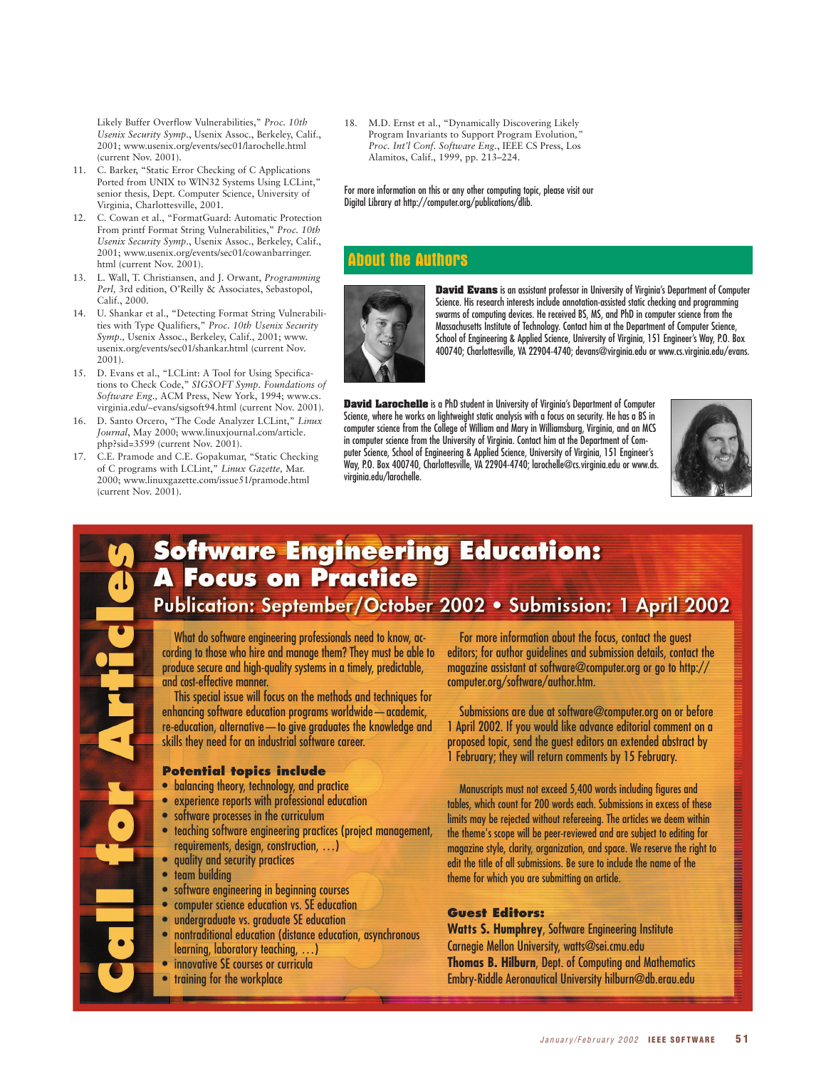Likely Buffer Overflow Vulnerabilities," *Proc. 10th Usenix Security Symp*., Usenix Assoc., Berkeley, Calif., 2001; www.usenix.org/events/sec01/larochelle.html (current Nov. 2001).

11. C. Barker, "Static Error Checking of C Applications Ported from UNIX to WIN32 Systems Using LCLint," senior thesis, Dept. Computer Science, University of Virginia, Charlottesville, 2001.
12. C. Cowan et al., "FormatGuard: Automatic Protection From printf Format String Vulnerabilities," *Proc. 10th Usenix Security Symp*., Usenix Assoc., Berkeley, Calif., 2001; www.usenix.org/events/sec01/cowanbarringer.html (current Nov. 2001).
13. L. Wall, T. Christiansen, and J. Orwant, *Programming Perl,* 3rd edition, O'Reilly & Associates, Sebastopol, Calif., 2000.
14. U. Shankar et al., "Detecting Format String Vulnerabilities with Type Qualifiers," *Proc. 10th Usenix Security Symp*., Usenix Assoc., Berkeley, Calif., 2001; www.usenix.org/events/sec01/shankar.html (current Nov. 2001).
15. D. Evans et al., "LCLint: A Tool for Using Specifications to Check Code," *SIGSOFT Symp. Foundations of Software Eng.,* ACM Press, New York, 1994; www.cs.virginia.edu/~evans/sigsoft94.html (current Nov. 2001).
16. D. Santo Orcero, "The Code Analyzer LCLint," *Linux Journal*, May 2000; www.linuxjournal.com/article.php?sid=3599 (current Nov. 2001).
17. C.E. Pramode and C.E. Gopakumar, "Static Checking of C programs with LCLint," *Linux Gazette,* Mar. 2000; www.linuxgazette.com/issue51/pramode.html (current Nov. 2001).
18. M.D. Ernst et al., "Dynamically Discovering Likely Program Invariants to Support Program Evolution," *Proc. Int'l Conf. Software Eng.*, IEEE CS Press, Los Alamitos, Calif., 1999, pp. 213–224.

For more information on this or any other computing topic, please visit our Digital Library at http://computer.org/publications/dlib.

## About the Authors

**David Evans** is an assistant professor in University of Virginia's Department of Computer Science. His research interests include annotation-assisted static checking and programming swarms of computing devices. He received BS, MS, and PhD in computer science from the Massachusetts Institute of Technology. Contact him at the Department of Computer Science, School of Engineering & Applied Science, University of Virginia, 151 Engineer's Way, P.O. Box 400740; Charlottesville, VA 22904-4740; devans@virginia.edu or www.cs.virginia.edu/evans.

**David Larochelle** is a PhD student in University of Virginia's Department of Computer Science, where he works on lightweight static analysis with a focus on security. He has a BS in computer science from the College of William and Mary in Williamsburg, Virginia, and an MCS in computer science from the University of Virginia. Contact him at the Department of Computer Science, School of Engineering & Applied Science, University of Virginia, 151 Engineer's Way, P.O. Box 400740, Charlottesville, VA 22904-4740; larochelle@cs.virginia.edu or www.ds.virginia.edu/larochelle.

## Call for Articles

# Software Engineering Education: A Focus on Practice

## Publication: September/October 2002 • Submission: 1 April 2002

What do software engineering professionals need to know, according to those who hire and manage them? They must be able to produce secure and high-quality systems in a timely, predictable, and cost-effective manner.

This special issue will focus on the methods and techniques for enhancing software education programs worldwide—academic, re-education, alternative—to give graduates the knowledge and skills they need for an industrial software career.

### Potential topics include

- balancing theory, technology, and practice
- experience reports with professional education
- software processes in the curriculum
- teaching software engineering practices (project management, requirements, design, construction, …)
- quality and security practices
- team building
- software engineering in beginning courses
- computer science education vs. SE education
- undergraduate vs. graduate SE education
- nontraditional education (distance education, asynchronous learning, laboratory teaching, …)
- innovative SE courses or curricula
- training for the workplace

For more information about the focus, contact the guest editors; for author guidelines and submission details, contact the magazine assistant at software@computer.org or go to http://computer.org/software/author.htm.

Submissions are due at software@computer.org on or before 1 April 2002. If you would like advance editorial comment on a proposed topic, send the guest editors an extended abstract by 1 February; they will return comments by 15 February.

Manuscripts must not exceed 5,400 words including figures and tables, which count for 200 words each. Submissions in excess of these limits may be rejected without refereeing. The articles we deem within the theme's scope will be peer-reviewed and are subject to editing for magazine style, clarity, organization, and space. We reserve the right to edit the title of all submissions. Be sure to include the name of the theme for which you are submitting an article.

### Guest Editors:

**Watts S. Humphrey**, Software Engineering Institute
Carnegie Mellon University, watts@sei.cmu.edu
**Thomas B. Hilburn**, Dept. of Computing and Mathematics
Embry-Riddle Aeronautical University hilburn@db.erau.edu